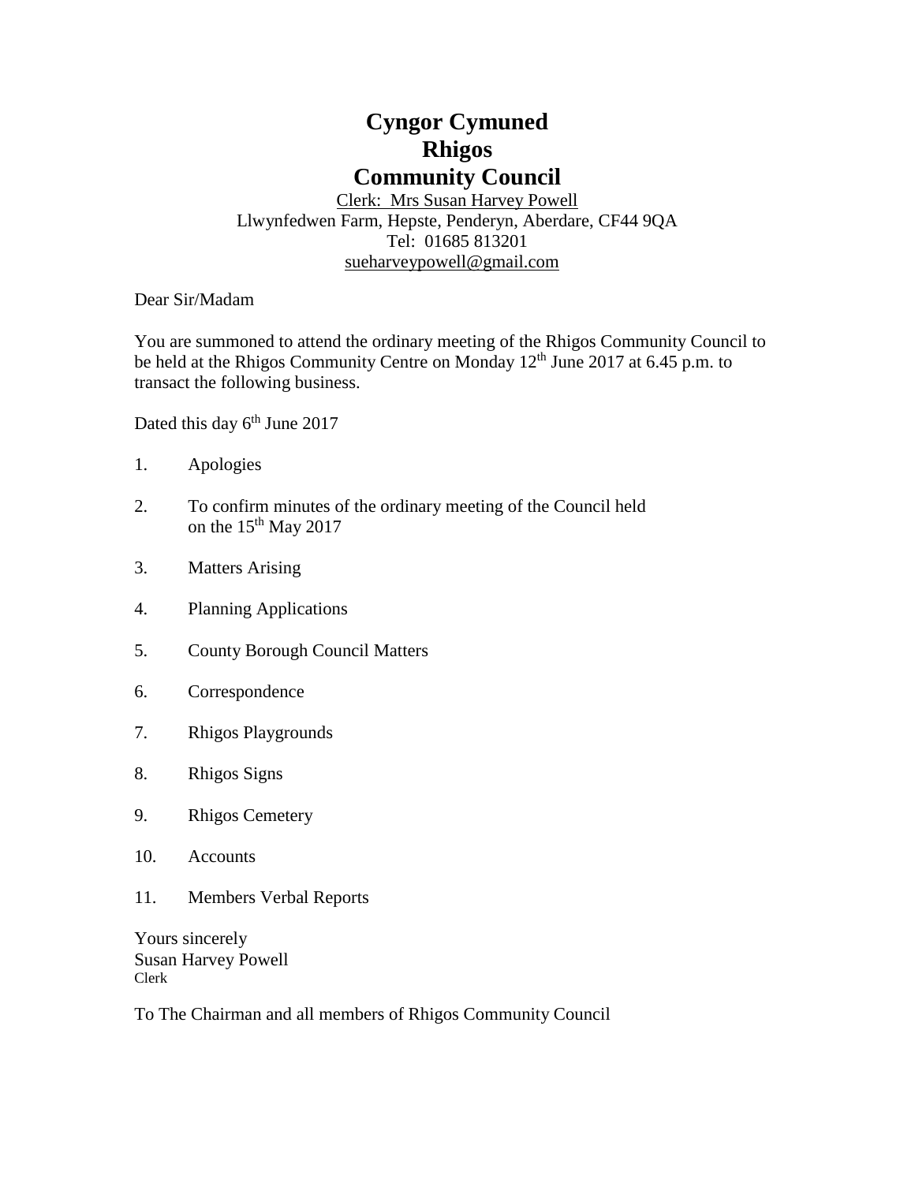# Cyngor Cymuned
# Rhigos
# Community Council

Clerk: Mrs Susan Harvey Powell
Llwynfedwen Farm, Hepste, Penderyn, Aberdare, CF44 9QA
Tel: 01685 813201
sueharveypowell@gmail.com

Dear Sir/Madam

You are summoned to attend the ordinary meeting of the Rhigos Community Council to be held at the Rhigos Community Centre on Monday 12th June 2017 at 6.45 p.m. to transact the following business.

Dated this day 6th June 2017

1. Apologies

2. To confirm minutes of the ordinary meeting of the Council held on the 15th May 2017

3. Matters Arising

4. Planning Applications

5. County Borough Council Matters

6. Correspondence

7. Rhigos Playgrounds

8. Rhigos Signs

9. Rhigos Cemetery

10. Accounts

11. Members Verbal Reports

Yours sincerely
Susan Harvey Powell
Clerk

To The Chairman and all members of Rhigos Community Council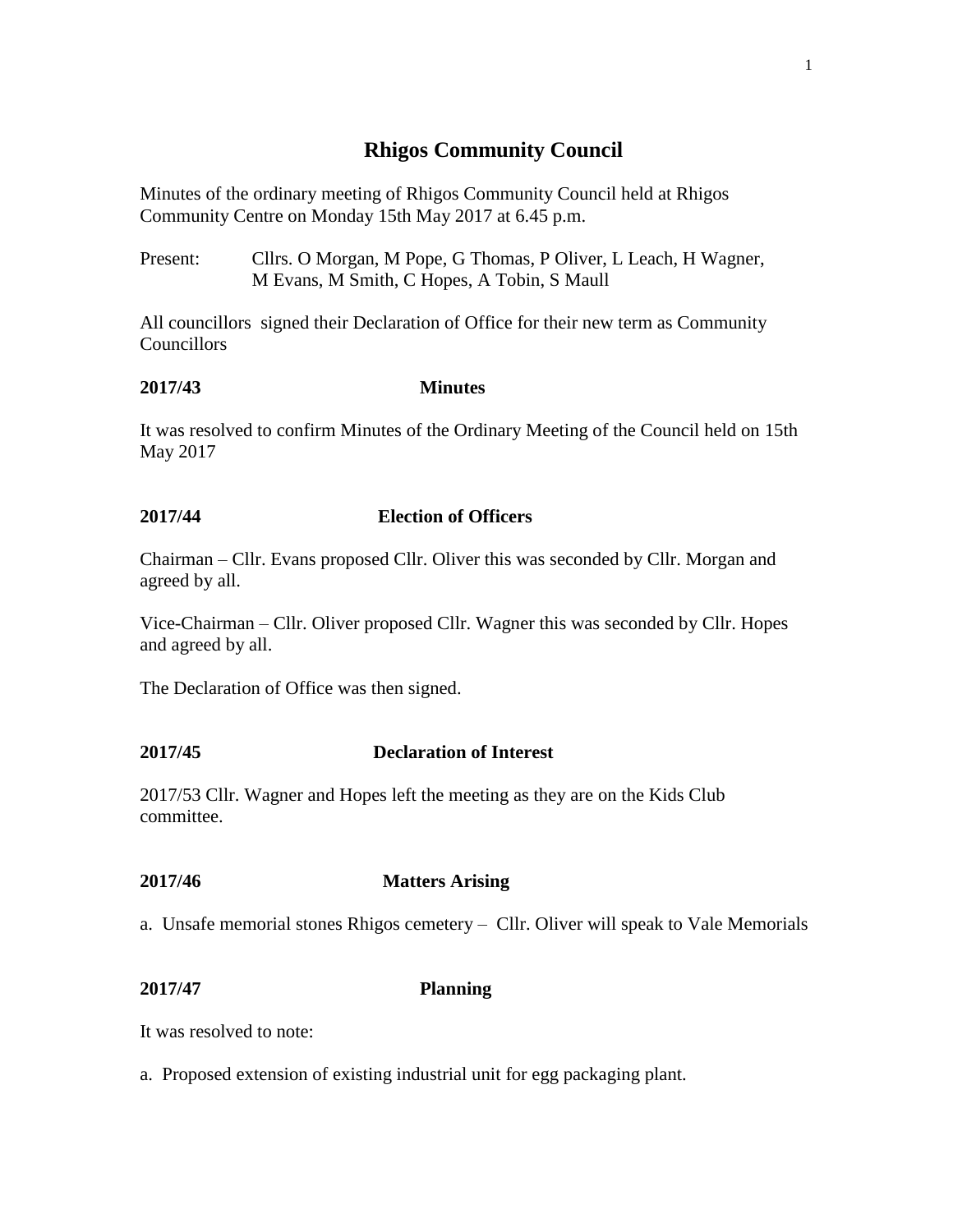# Rhigos Community Council

Minutes of the ordinary meeting of Rhigos Community Council held at Rhigos Community Centre on Monday 15th May 2017 at 6.45 p.m.

Present: Cllrs. O Morgan, M Pope, G Thomas, P Oliver, L Leach, H Wagner, M Evans, M Smith, C Hopes, A Tobin, S Maull

All councillors signed their Declaration of Office for their new term as Community Councillors

**2017/43 Minutes**

It was resolved to confirm Minutes of the Ordinary Meeting of the Council held on 15th May 2017

**2017/44 Election of Officers**

Chairman – Cllr. Evans proposed Cllr. Oliver this was seconded by Cllr. Morgan and agreed by all.

Vice-Chairman – Cllr. Oliver proposed Cllr. Wagner this was seconded by Cllr. Hopes and agreed by all.

The Declaration of Office was then signed.

**2017/45 Declaration of Interest**

2017/53 Cllr. Wagner and Hopes left the meeting as they are on the Kids Club committee.

**2017/46 Matters Arising**

a. Unsafe memorial stones Rhigos cemetery – Cllr. Oliver will speak to Vale Memorials

**2017/47 Planning**

It was resolved to note:

a. Proposed extension of existing industrial unit for egg packaging plant.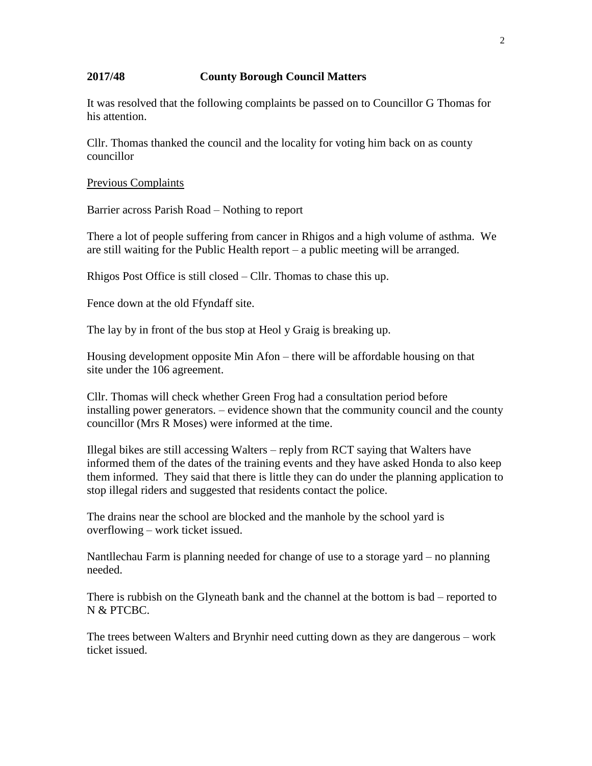## 2017/48 County Borough Council Matters

It was resolved that the following complaints be passed on to Councillor G Thomas for his attention.

Cllr. Thomas thanked the council and the locality for voting him back on as county councillor

<u>Previous Complaints</u>

Barrier across Parish Road – Nothing to report

There a lot of people suffering from cancer in Rhigos and a high volume of asthma. We are still waiting for the Public Health report – a public meeting will be arranged.

Rhigos Post Office is still closed – Cllr. Thomas to chase this up.

Fence down at the old Ffyndaff site.

The lay by in front of the bus stop at Heol y Graig is breaking up.

Housing development opposite Min Afon – there will be affordable housing on that site under the 106 agreement.

Cllr. Thomas will check whether Green Frog had a consultation period before installing power generators. – evidence shown that the community council and the county councillor (Mrs R Moses) were informed at the time.

Illegal bikes are still accessing Walters – reply from RCT saying that Walters have informed them of the dates of the training events and they have asked Honda to also keep them informed. They said that there is little they can do under the planning application to stop illegal riders and suggested that residents contact the police.

The drains near the school are blocked and the manhole by the school yard is overflowing – work ticket issued.

Nantllechau Farm is planning needed for change of use to a storage yard – no planning needed.

There is rubbish on the Glyneath bank and the channel at the bottom is bad – reported to N & PTCBC.

The trees between Walters and Brynhir need cutting down as they are dangerous – work ticket issued.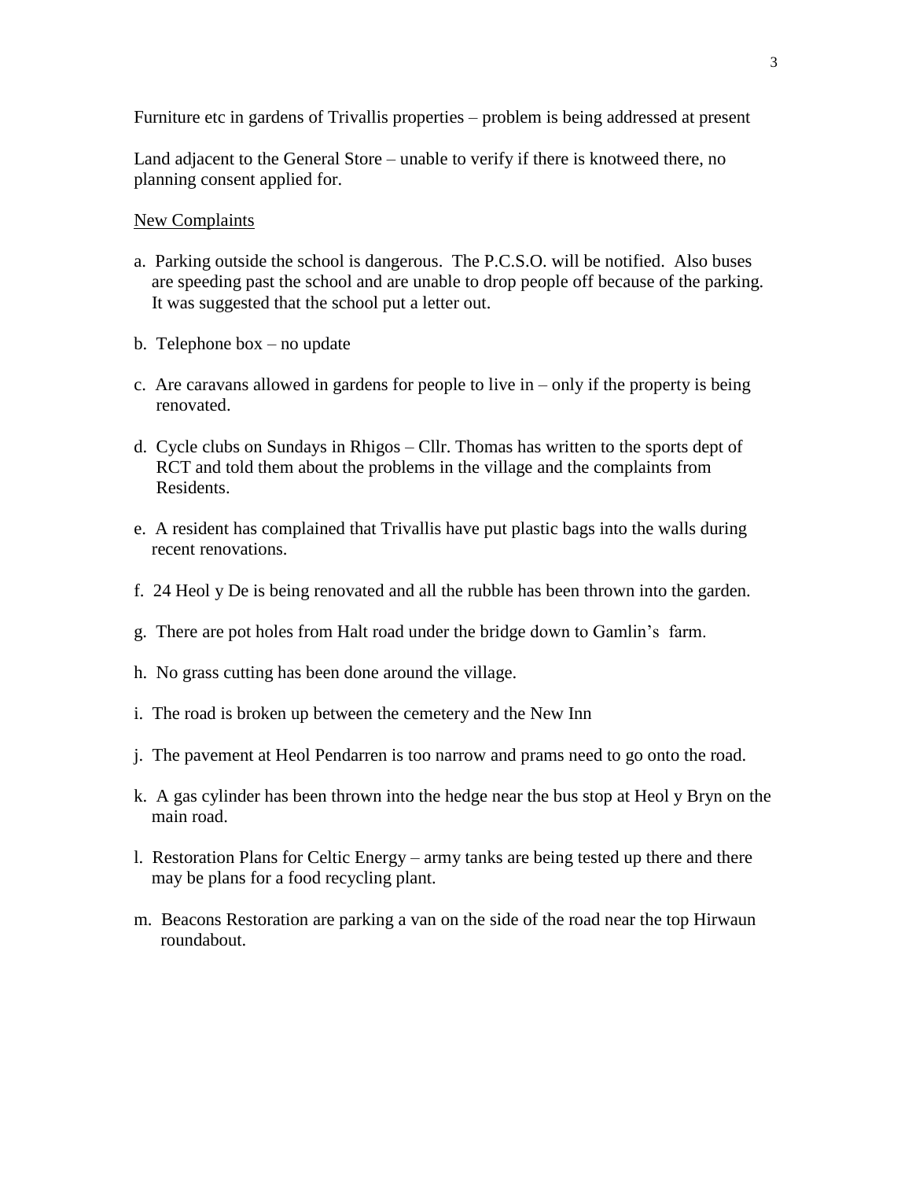Furniture etc in gardens of Trivallis properties – problem is being addressed at present

Land adjacent to the General Store – unable to verify if there is knotweed there, no planning consent applied for.

<u>New Complaints</u>

a. Parking outside the school is dangerous. The P.C.S.O. will be notified. Also buses are speeding past the school and are unable to drop people off because of the parking. It was suggested that the school put a letter out.

b. Telephone box – no update

c. Are caravans allowed in gardens for people to live in – only if the property is being renovated.

d. Cycle clubs on Sundays in Rhigos – Cllr. Thomas has written to the sports dept of RCT and told them about the problems in the village and the complaints from Residents.

e. A resident has complained that Trivallis have put plastic bags into the walls during recent renovations.

f. 24 Heol y De is being renovated and all the rubble has been thrown into the garden.

g. There are pot holes from Halt road under the bridge down to Gamlin's farm.

h. No grass cutting has been done around the village.

i. The road is broken up between the cemetery and the New Inn

j. The pavement at Heol Pendarren is too narrow and prams need to go onto the road.

k. A gas cylinder has been thrown into the hedge near the bus stop at Heol y Bryn on the main road.

l. Restoration Plans for Celtic Energy – army tanks are being tested up there and there may be plans for a food recycling plant.

m. Beacons Restoration are parking a van on the side of the road near the top Hirwaun roundabout.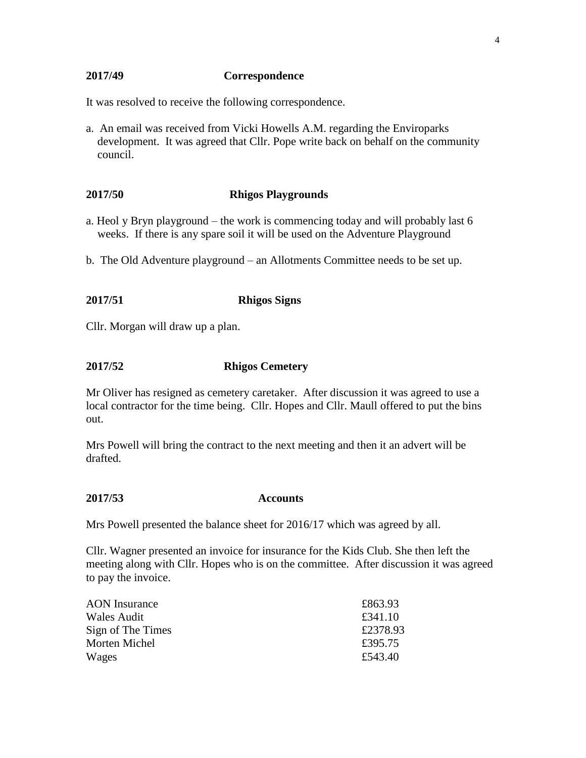**2017/49 Correspondence**

It was resolved to receive the following correspondence.

a. An email was received from Vicki Howells A.M. regarding the Enviroparks development. It was agreed that Cllr. Pope write back on behalf on the community council.

**2017/50 Rhigos Playgrounds**

a. Heol y Bryn playground – the work is commencing today and will probably last 6 weeks. If there is any spare soil it will be used on the Adventure Playground

b. The Old Adventure playground – an Allotments Committee needs to be set up.

**2017/51 Rhigos Signs**

Cllr. Morgan will draw up a plan.

**2017/52 Rhigos Cemetery**

Mr Oliver has resigned as cemetery caretaker. After discussion it was agreed to use a local contractor for the time being. Cllr. Hopes and Cllr. Maull offered to put the bins out.

Mrs Powell will bring the contract to the next meeting and then it an advert will be drafted.

**2017/53 Accounts**

Mrs Powell presented the balance sheet for 2016/17 which was agreed by all.

Cllr. Wagner presented an invoice for insurance for the Kids Club. She then left the meeting along with Cllr. Hopes who is on the committee. After discussion it was agreed to pay the invoice.

| | |
|---|---|
| AON Insurance | £863.93 |
| Wales Audit | £341.10 |
| Sign of The Times | £2378.93 |
| Morten Michel | £395.75 |
| Wages | £543.40 |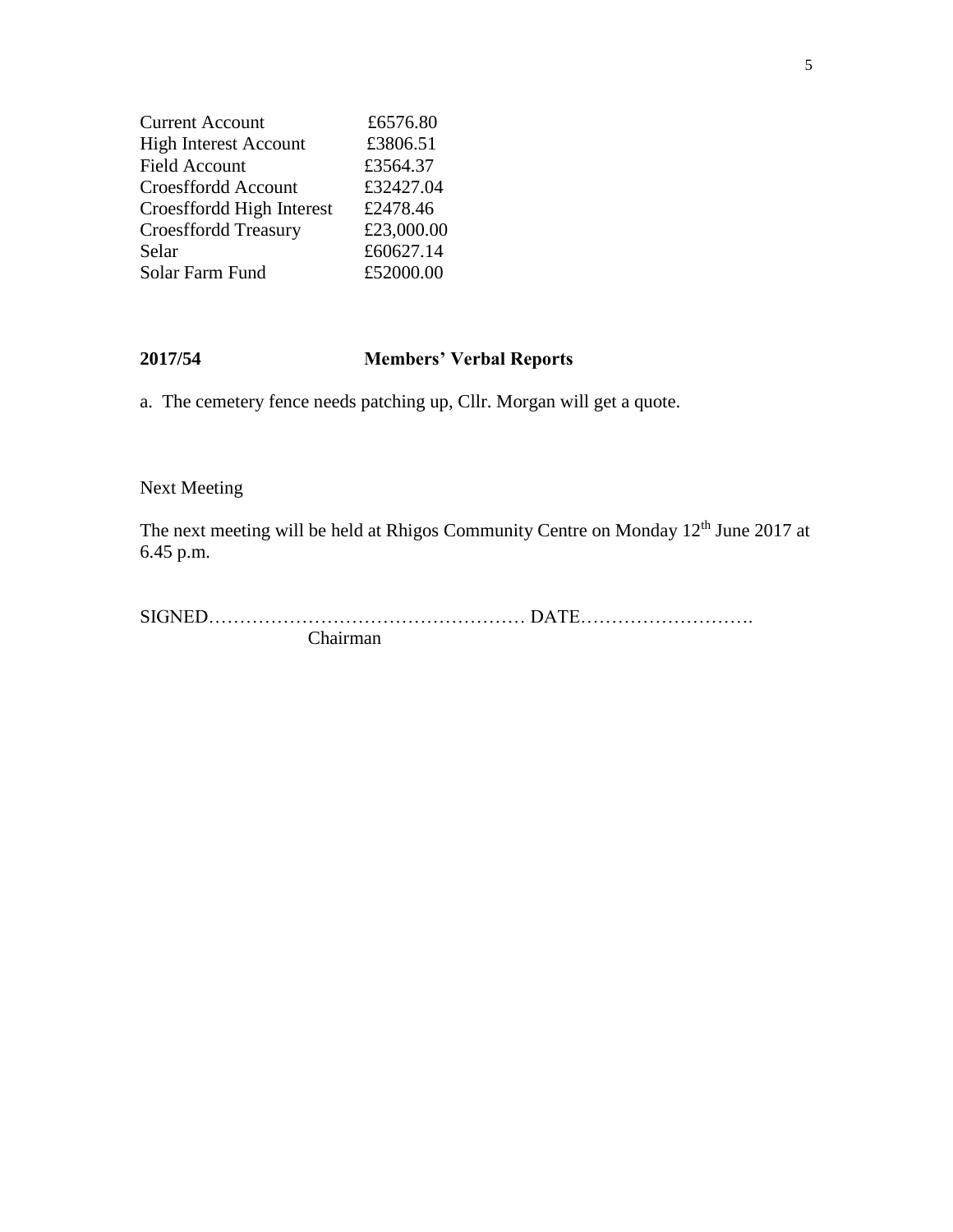| | |
|---|---|
| Current Account | £6576.80 |
| High Interest Account | £3806.51 |
| Field Account | £3564.37 |
| Croesffordd Account | £32427.04 |
| Croesffordd High Interest | £2478.46 |
| Croesffordd Treasury | £23,000.00 |
| Selar | £60627.14 |
| Solar Farm Fund | £52000.00 |

**2017/54 Members' Verbal Reports**

a. The cemetery fence needs patching up, Cllr. Morgan will get a quote.

Next Meeting

The next meeting will be held at Rhigos Community Centre on Monday 12th June 2017 at 6.45 p.m.

SIGNED…………………………………………… DATE……………………….
Chairman